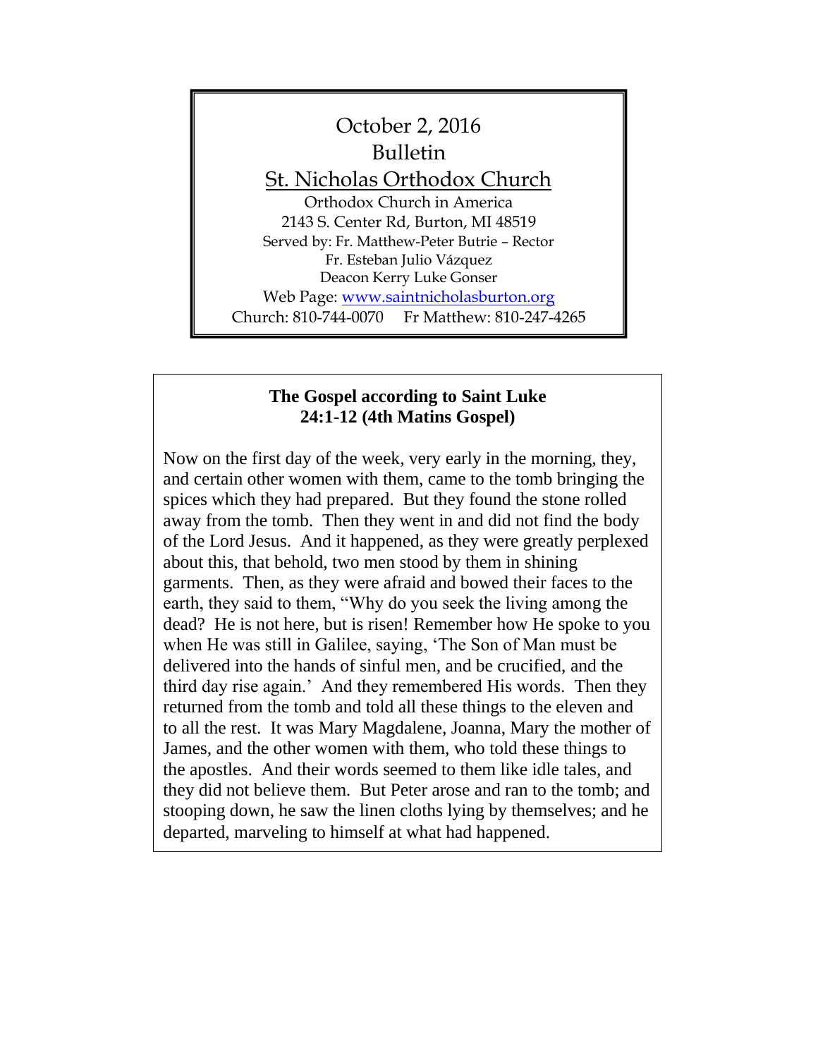# October 2, 2016
# Bulletin
## St. Nicholas Orthodox Church

Orthodox Church in America
2143 S. Center Rd, Burton, MI 48519
Served by: Fr. Matthew-Peter Butrie – Rector
Fr. Esteban Julio Vázquez
Deacon Kerry Luke Gonser
Web Page: [www.saintnicholasburton.org](http://www.saintnicholasburton.org)
Church: 810-744-0070  Fr Matthew: 810-247-4265

**The Gospel according to Saint Luke 24:1-12 (4th Matins Gospel)**

Now on the first day of the week, very early in the morning, they, and certain other women with them, came to the tomb bringing the spices which they had prepared. But they found the stone rolled away from the tomb. Then they went in and did not find the body of the Lord Jesus. And it happened, as they were greatly perplexed about this, that behold, two men stood by them in shining garments. Then, as they were afraid and bowed their faces to the earth, they said to them, "Why do you seek the living among the dead? He is not here, but is risen! Remember how He spoke to you when He was still in Galilee, saying, 'The Son of Man must be delivered into the hands of sinful men, and be crucified, and the third day rise again.' And they remembered His words. Then they returned from the tomb and told all these things to the eleven and to all the rest. It was Mary Magdalene, Joanna, Mary the mother of James, and the other women with them, who told these things to the apostles. And their words seemed to them like idle tales, and they did not believe them. But Peter arose and ran to the tomb; and stooping down, he saw the linen cloths lying by themselves; and he departed, marveling to himself at what had happened.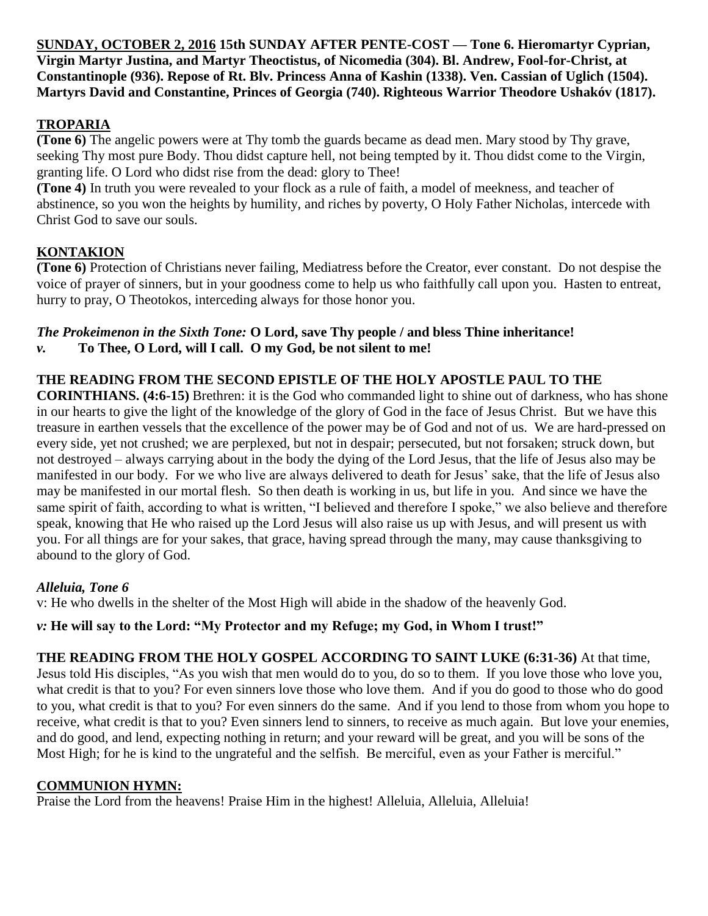**<u>SUNDAY, OCTOBER 2, 2016</u> 15th SUNDAY AFTER PENTE-COST — Tone 6. Hieromartyr Cyprian, Virgin Martyr Justina, and Martyr Theoctistus, of Nicomedia (304). Bl. Andrew, Fool-for-Christ, at Constantinople (936). Repose of Rt. Blv. Princess Anna of Kashin (1338). Ven. Cassian of Uglich (1504). Martyrs David and Constantine, Princes of Georgia (740). Righteous Warrior Theodore Ushakóv (1817).**

## TROPARIA

**(Tone 6)** The angelic powers were at Thy tomb the guards became as dead men. Mary stood by Thy grave, seeking Thy most pure Body. Thou didst capture hell, not being tempted by it. Thou didst come to the Virgin, granting life. O Lord who didst rise from the dead: glory to Thee!

**(Tone 4)** In truth you were revealed to your flock as a rule of faith, a model of meekness, and teacher of abstinence, so you won the heights by humility, and riches by poverty, O Holy Father Nicholas, intercede with Christ God to save our souls.

## KONTAKION

**(Tone 6)** Protection of Christians never failing, Mediatress before the Creator, ever constant. Do not despise the voice of prayer of sinners, but in your goodness come to help us who faithfully call upon you. Hasten to entreat, hurry to pray, O Theotokos, interceding always for those honor you.

***The Prokeimenon in the Sixth Tone:*** **O Lord, save Thy people / and bless Thine inheritance!**
***v.*** **To Thee, O Lord, will I call. O my God, be not silent to me!**

**THE READING FROM THE SECOND EPISTLE OF THE HOLY APOSTLE PAUL TO THE CORINTHIANS. (4:6-15)** Brethren: it is the God who commanded light to shine out of darkness, who has shone in our hearts to give the light of the knowledge of the glory of God in the face of Jesus Christ. But we have this treasure in earthen vessels that the excellence of the power may be of God and not of us. We are hard-pressed on every side, yet not crushed; we are perplexed, but not in despair; persecuted, but not forsaken; struck down, but not destroyed – always carrying about in the body the dying of the Lord Jesus, that the life of Jesus also may be manifested in our body. For we who live are always delivered to death for Jesus' sake, that the life of Jesus also may be manifested in our mortal flesh. So then death is working in us, but life in you. And since we have the same spirit of faith, according to what is written, "I believed and therefore I spoke," we also believe and therefore speak, knowing that He who raised up the Lord Jesus will also raise us up with Jesus, and will present us with you. For all things are for your sakes, that grace, having spread through the many, may cause thanksgiving to abound to the glory of God.

***Alleluia, Tone 6***

v: He who dwells in the shelter of the Most High will abide in the shadow of the heavenly God.

***v:*** **He will say to the Lord: "My Protector and my Refuge; my God, in Whom I trust!"**

**THE READING FROM THE HOLY GOSPEL ACCORDING TO SAINT LUKE (6:31-36)** At that time, Jesus told His disciples, "As you wish that men would do to you, do so to them. If you love those who love you, what credit is that to you? For even sinners love those who love them. And if you do good to those who do good to you, what credit is that to you? For even sinners do the same. And if you lend to those from whom you hope to receive, what credit is that to you? Even sinners lend to sinners, to receive as much again. But love your enemies, and do good, and lend, expecting nothing in return; and your reward will be great, and you will be sons of the Most High; for he is kind to the ungrateful and the selfish. Be merciful, even as your Father is merciful."

## COMMUNION HYMN:

Praise the Lord from the heavens! Praise Him in the highest! Alleluia, Alleluia, Alleluia!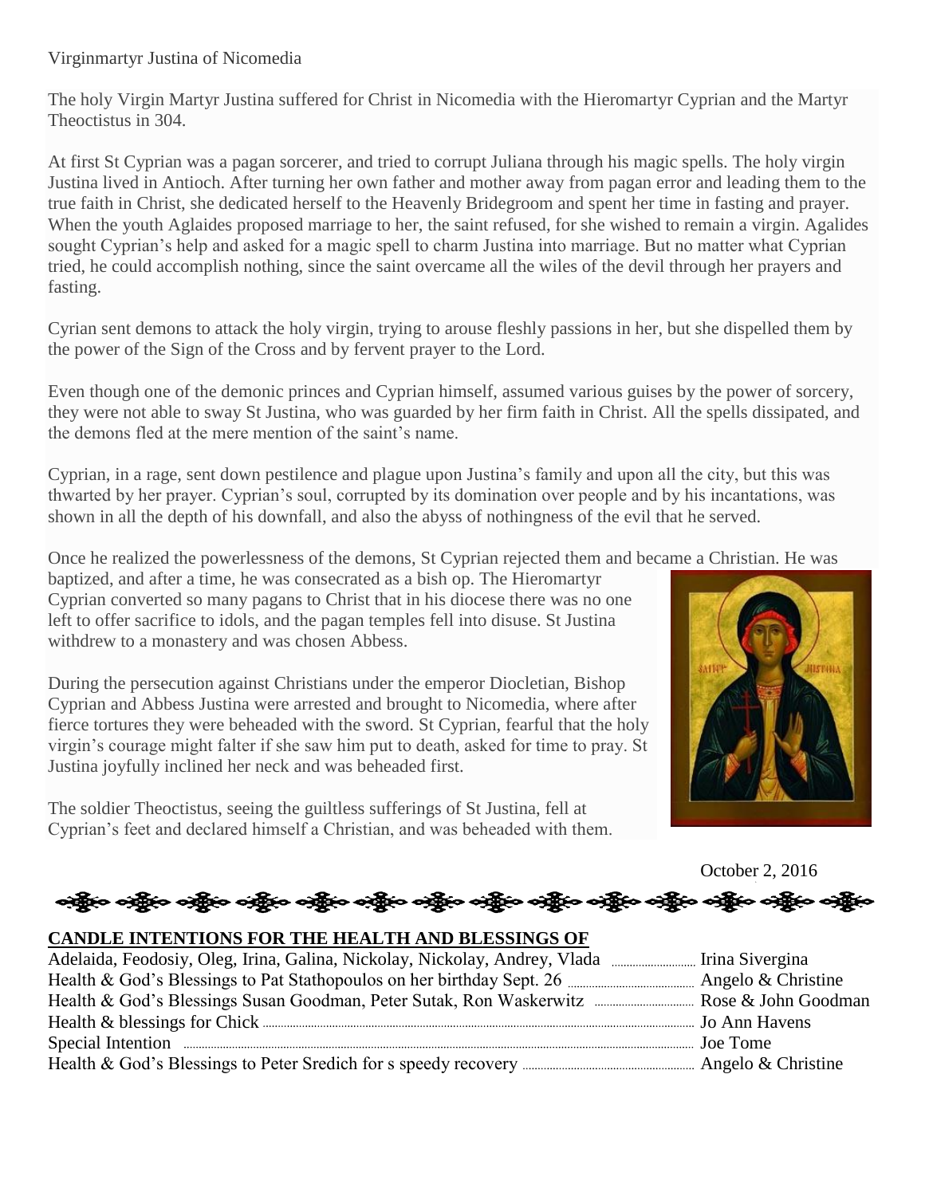Virginmartyr Justina of Nicomedia

The holy Virgin Martyr Justina suffered for Christ in Nicomedia with the Hieromartyr Cyprian and the Martyr Theoctistus in 304.

At first St Cyprian was a pagan sorcerer, and tried to corrupt Juliana through his magic spells. The holy virgin Justina lived in Antioch. After turning her own father and mother away from pagan error and leading them to the true faith in Christ, she dedicated herself to the Heavenly Bridegroom and spent her time in fasting and prayer. When the youth Aglaides proposed marriage to her, the saint refused, for she wished to remain a virgin. Agalides sought Cyprian's help and asked for a magic spell to charm Justina into marriage. But no matter what Cyprian tried, he could accomplish nothing, since the saint overcame all the wiles of the devil through her prayers and fasting.

Cyrian sent demons to attack the holy virgin, trying to arouse fleshly passions in her, but she dispelled them by the power of the Sign of the Cross and by fervent prayer to the Lord.

Even though one of the demonic princes and Cyprian himself, assumed various guises by the power of sorcery, they were not able to sway St Justina, who was guarded by her firm faith in Christ. All the spells dissipated, and the demons fled at the mere mention of the saint's name.

Cyprian, in a rage, sent down pestilence and plague upon Justina's family and upon all the city, but this was thwarted by her prayer. Cyprian's soul, corrupted by its domination over people and by his incantations, was shown in all the depth of his downfall, and also the abyss of nothingness of the evil that he served.

Once he realized the powerlessness of the demons, St Cyprian rejected them and became a Christian. He was baptized, and after a time, he was consecrated as a bish op. The Hieromartyr Cyprian converted so many pagans to Christ that in his diocese there was no one left to offer sacrifice to idols, and the pagan temples fell into disuse. St Justina withdrew to a monastery and was chosen Abbess.

During the persecution against Christians under the emperor Diocletian, Bishop Cyprian and Abbess Justina were arrested and brought to Nicomedia, where after fierce tortures they were beheaded with the sword. St Cyprian, fearful that the holy virgin's courage might falter if she saw him put to death, asked for time to pray. St Justina joyfully inclined her neck and was beheaded first.

The soldier Theoctistus, seeing the guiltless sufferings of St Justina, fell at Cyprian's feet and declared himself a Christian, and was beheaded with them.

October 2, 2016

## CANDLE INTENTIONS FOR THE HEALTH AND BLESSINGS OF

Adelaida, Feodosiy, Oleg, Irina, Galina, Nickolay, Nickolay, Andrey, Vlada ........ Irina Sivergina
Health & God's Blessings to Pat Stathopoulos on her birthday Sept. 26 ........ Angelo & Christine
Health & God's Blessings Susan Goodman, Peter Sutak, Ron Waskerwitz ........ Rose & John Goodman
Health & blessings for Chick ........ Jo Ann Havens
Special Intention ........ Joe Tome
Health & God's Blessings to Peter Sredich for s speedy recovery ........ Angelo & Christine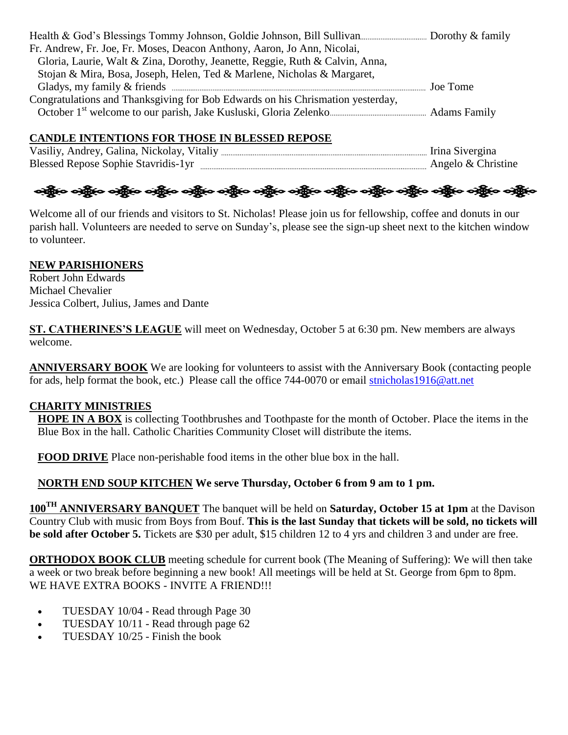Health & God's Blessings Tommy Johnson, Goldie Johnson, Bill Sullivan ........ Dorothy & family

Fr. Andrew, Fr. Joe, Fr. Moses, Deacon Anthony, Aaron, Jo Ann, Nicolai, Gloria, Laurie, Walt & Zina, Dorothy, Jeanette, Reggie, Ruth & Calvin, Anna, Stojan & Mira, Bosa, Joseph, Helen, Ted & Marlene, Nicholas & Margaret, Gladys, my family & friends ........ Joe Tome

Congratulations and Thanksgiving for Bob Edwards on his Chrismation yesterday, October 1st welcome to our parish, Jake Kusluski, Gloria Zelenko ........ Adams Family

**CANDLE INTENTIONS FOR THOSE IN BLESSED REPOSE**

Vasiliy, Andrey, Galina, Nickolay, Vitaliy ........ Irina Sivergina

Blessed Repose Sophie Stavridis-1yr ........ Angelo & Christine

Welcome all of our friends and visitors to St. Nicholas! Please join us for fellowship, coffee and donuts in our parish hall. Volunteers are needed to serve on Sunday's, please see the sign-up sheet next to the kitchen window to volunteer.

**NEW PARISHIONERS**

Robert John Edwards
Michael Chevalier
Jessica Colbert, Julius, James and Dante

**ST. CATHERINES'S LEAGUE** will meet on Wednesday, October 5 at 6:30 pm. New members are always welcome.

**ANNIVERSARY BOOK** We are looking for volunteers to assist with the Anniversary Book (contacting people for ads, help format the book, etc.) Please call the office 744-0070 or email stnicholas1916@att.net

**CHARITY MINISTRIES**

**HOPE IN A BOX** is collecting Toothbrushes and Toothpaste for the month of October. Place the items in the Blue Box in the hall. Catholic Charities Community Closet will distribute the items.

**FOOD DRIVE** Place non-perishable food items in the other blue box in the hall.

**NORTH END SOUP KITCHEN We serve Thursday, October 6 from 9 am to 1 pm.**

**100TH ANNIVERSARY BANQUET** The banquet will be held on **Saturday, October 15 at 1pm** at the Davison Country Club with music from Boys from Bouf. **This is the last Sunday that tickets will be sold, no tickets will be sold after October 5.** Tickets are $30 per adult, $15 children 12 to 4 yrs and children 3 and under are free.

**ORTHODOX BOOK CLUB** meeting schedule for current book (The Meaning of Suffering): We will then take a week or two break before beginning a new book! All meetings will be held at St. George from 6pm to 8pm. WE HAVE EXTRA BOOKS - INVITE A FRIEND!!!

- TUESDAY 10/04 - Read through Page 30
- TUESDAY 10/11 - Read through page 62
- TUESDAY 10/25 - Finish the book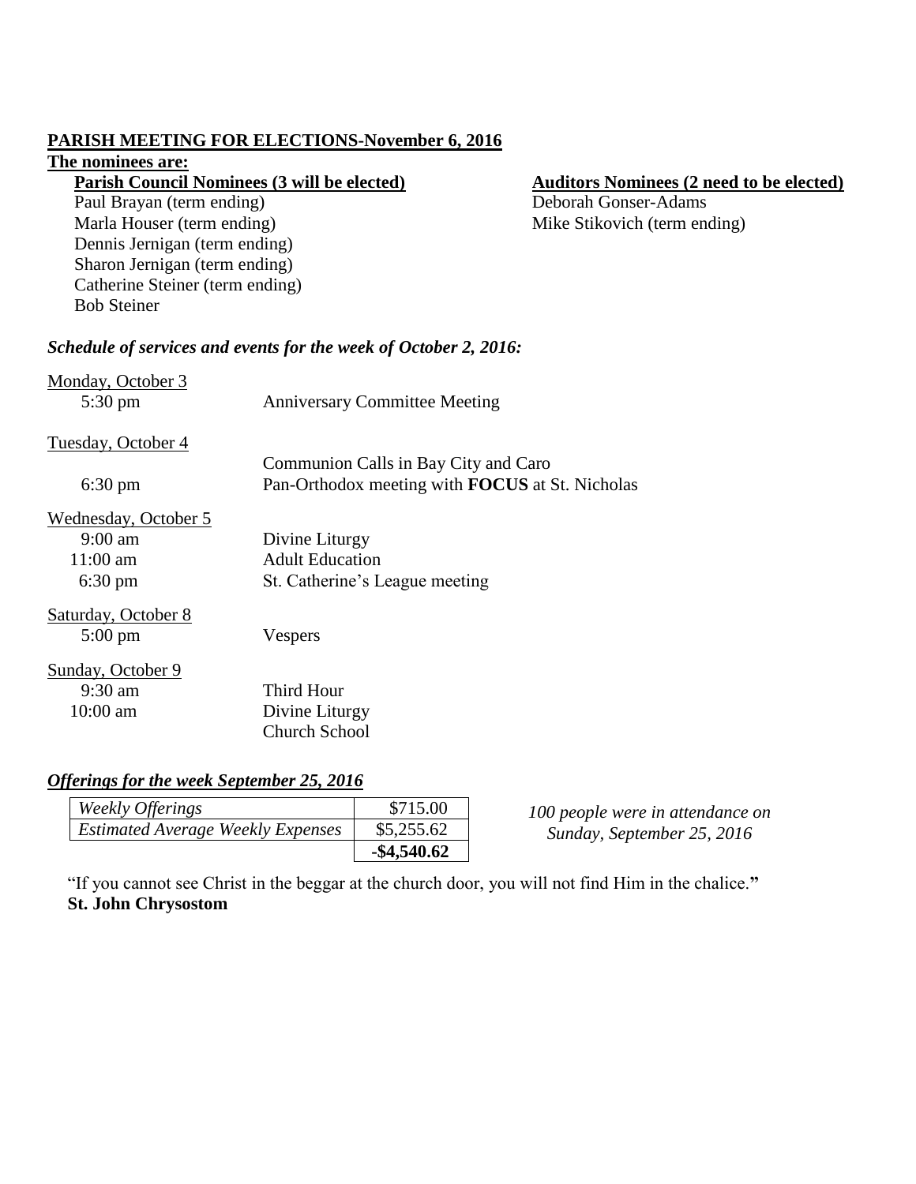**PARISH MEETING FOR ELECTIONS-November 6, 2016**

**The nominees are:**

**Parish Council Nominees (3 will be elected)**

Paul Brayan (term ending)
Marla Houser (term ending)
Dennis Jernigan (term ending)
Sharon Jernigan (term ending)
Catherine Steiner (term ending)
Bob Steiner

**Auditors Nominees (2 need to be elected)**

Deborah Gonser-Adams
Mike Stikovich (term ending)

***Schedule of services and events for the week of October 2, 2016:***

Monday, October 3
5:30 pm — Anniversary Committee Meeting

Tuesday, October 4
Communion Calls in Bay City and Caro
6:30 pm — Pan-Orthodox meeting with **FOCUS** at St. Nicholas

Wednesday, October 5
9:00 am — Divine Liturgy
11:00 am — Adult Education
6:30 pm — St. Catherine's League meeting

Saturday, October 8
5:00 pm — Vespers

Sunday, October 9
9:30 am — Third Hour
10:00 am — Divine Liturgy
Church School

***Offerings for the week September 25, 2016***

| | |
|---|---|
| *Weekly Offerings* | $715.00 |
| *Estimated Average Weekly Expenses* | $5,255.62 |
| | **-$4,540.62** |

*100 people were in attendance on Sunday, September 25, 2016*

"If you cannot see Christ in the beggar at the church door, you will not find Him in the chalice."
**St. John Chrysostom**